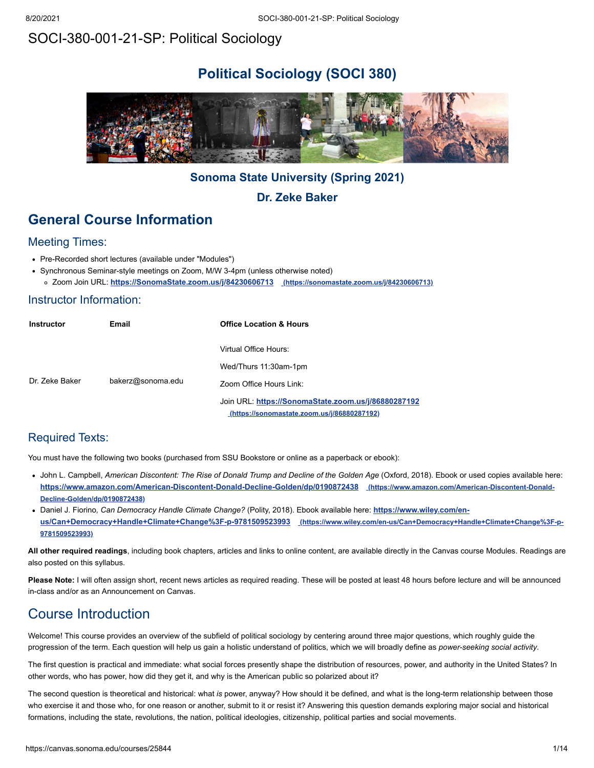# SOCI-380-001-21-SP: Political Sociology

## Political Sociology (SOCI 380)

### Sonoma State University (Spring 2021)

### Dr. Zeke Baker

## General Course Information

### Meeting Times:

- Pre-Recorded short lectures (available under "Modules")
- Synchronous Seminar-style meetings on Zoom, M/W 3-4pm (unless otherwise noted)
  - Zoom Join URL: **https://SonomaState.zoom.us/j/84230606713** (https://sonomastate.zoom.us/j/84230606713)

### Instructor Information:

| Instructor | Email | Office Location & Hours |
|---|---|---|
| Dr. Zeke Baker | bakerz@sonoma.edu | Virtual Office Hours: <br> Wed/Thurs 11:30am-1pm <br> Zoom Office Hours Link: <br> Join URL: **https://SonomaState.zoom.us/j/86880287192** (https://sonomastate.zoom.us/j/86880287192) |

### Required Texts:

You must have the following two books (purchased from SSU Bookstore or online as a paperback or ebook):

- John L. Campbell, *American Discontent: The Rise of Donald Trump and Decline of the Golden Age* (Oxford, 2018). Ebook or used copies available here: **https://www.amazon.com/American-Discontent-Donald-Decline-Golden/dp/0190872438** (https://www.amazon.com/American-Discontent-Donald-Decline-Golden/dp/0190872438)
- Daniel J. Fiorino*, Can Democracy Handle Climate Change?* (Polity, 2018). Ebook available here: **https://www.wiley.com/en-us/Can+Democracy+Handle+Climate+Change%3F-p-9781509523993** (https://www.wiley.com/en-us/Can+Democracy+Handle+Climate+Change%3F-p-9781509523993)

**All other required readings**, including book chapters, articles and links to online content, are available directly in the Canvas course Modules. Readings are also posted on this syllabus.

**Please Note:** I will often assign short, recent news articles as required reading. These will be posted at least 48 hours before lecture and will be announced in-class and/or as an Announcement on Canvas.

## Course Introduction

Welcome! This course provides an overview of the subfield of political sociology by centering around three major questions, which roughly guide the progression of the term. Each question will help us gain a holistic understand of politics, which we will broadly define as *power-seeking social activity*.

The first question is practical and immediate: what social forces presently shape the distribution of resources, power, and authority in the United States? In other words, who has power, how did they get it, and why is the American public so polarized about it?

The second question is theoretical and historical: what *is* power, anyway? How should it be defined, and what is the long-term relationship between those who exercise it and those who, for one reason or another, submit to it or resist it? Answering this question demands exploring major social and historical formations, including the state, revolutions, the nation, political ideologies, citizenship, political parties and social movements.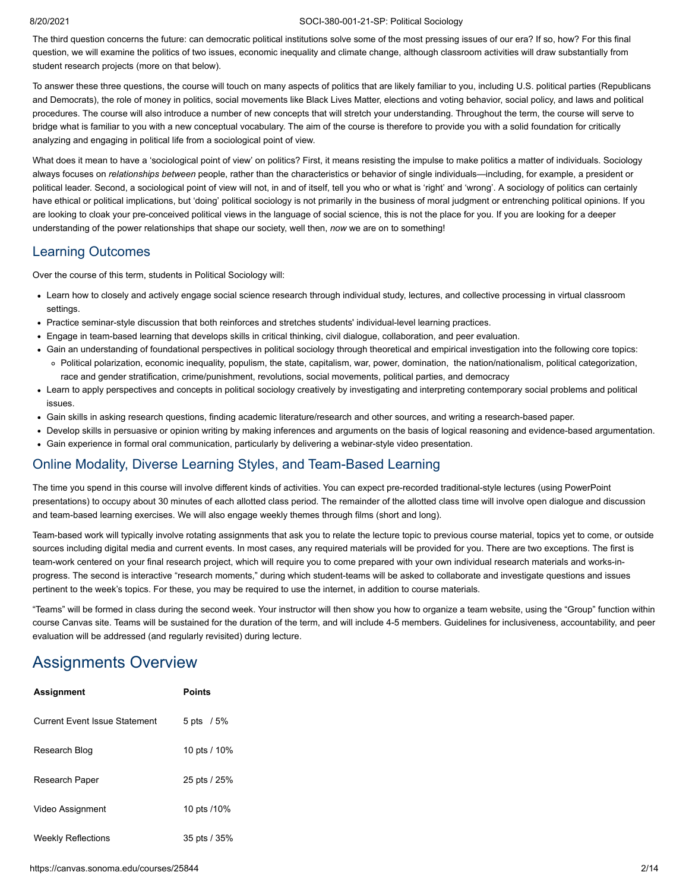The third question concerns the future: can democratic political institutions solve some of the most pressing issues of our era? If so, how? For this final question, we will examine the politics of two issues, economic inequality and climate change, although classroom activities will draw substantially from student research projects (more on that below).

To answer these three questions, the course will touch on many aspects of politics that are likely familiar to you, including U.S. political parties (Republicans and Democrats), the role of money in politics, social movements like Black Lives Matter, elections and voting behavior, social policy, and laws and political procedures. The course will also introduce a number of new concepts that will stretch your understanding. Throughout the term, the course will serve to bridge what is familiar to you with a new conceptual vocabulary. The aim of the course is therefore to provide you with a solid foundation for critically analyzing and engaging in political life from a sociological point of view.

What does it mean to have a 'sociological point of view' on politics? First, it means resisting the impulse to make politics a matter of individuals. Sociology always focuses on *relationships between* people, rather than the characteristics or behavior of single individuals—including, for example, a president or political leader. Second, a sociological point of view will not, in and of itself, tell you who or what is 'right' and 'wrong'. A sociology of politics can certainly have ethical or political implications, but 'doing' political sociology is not primarily in the business of moral judgment or entrenching political opinions. If you are looking to cloak your pre-conceived political views in the language of social science, this is not the place for you. If you are looking for a deeper understanding of the power relationships that shape our society, well then, *now* we are on to something!

## Learning Outcomes

Over the course of this term, students in Political Sociology will:

- Learn how to closely and actively engage social science research through individual study, lectures, and collective processing in virtual classroom settings.
- Practice seminar-style discussion that both reinforces and stretches students' individual-level learning practices.
- Engage in team-based learning that develops skills in critical thinking, civil dialogue, collaboration, and peer evaluation.
- Gain an understanding of foundational perspectives in political sociology through theoretical and empirical investigation into the following core topics:
  - Political polarization, economic inequality, populism, the state, capitalism, war, power, domination, the nation/nationalism, political categorization, race and gender stratification, crime/punishment, revolutions, social movements, political parties, and democracy
- Learn to apply perspectives and concepts in political sociology creatively by investigating and interpreting contemporary social problems and political issues.
- Gain skills in asking research questions, finding academic literature/research and other sources, and writing a research-based paper.
- Develop skills in persuasive or opinion writing by making inferences and arguments on the basis of logical reasoning and evidence-based argumentation.
- Gain experience in formal oral communication, particularly by delivering a webinar-style video presentation.

## Online Modality, Diverse Learning Styles, and Team-Based Learning

The time you spend in this course will involve different kinds of activities. You can expect pre-recorded traditional-style lectures (using PowerPoint presentations) to occupy about 30 minutes of each allotted class period. The remainder of the allotted class time will involve open dialogue and discussion and team-based learning exercises. We will also engage weekly themes through films (short and long).

Team-based work will typically involve rotating assignments that ask you to relate the lecture topic to previous course material, topics yet to come, or outside sources including digital media and current events. In most cases, any required materials will be provided for you. There are two exceptions. The first is team-work centered on your final research project, which will require you to come prepared with your own individual research materials and works-in-progress. The second is interactive "research moments," during which student-teams will be asked to collaborate and investigate questions and issues pertinent to the week's topics. For these, you may be required to use the internet, in addition to course materials.

"Teams" will be formed in class during the second week. Your instructor will then show you how to organize a team website, using the "Group" function within course Canvas site. Teams will be sustained for the duration of the term, and will include 4-5 members. Guidelines for inclusiveness, accountability, and peer evaluation will be addressed (and regularly revisited) during lecture.

# Assignments Overview

| Assignment | Points |
|---|---|
| Current Event Issue Statement | 5 pts / 5% |
| Research Blog | 10 pts / 10% |
| Research Paper | 25 pts / 25% |
| Video Assignment | 10 pts /10% |
| Weekly Reflections | 35 pts / 35% |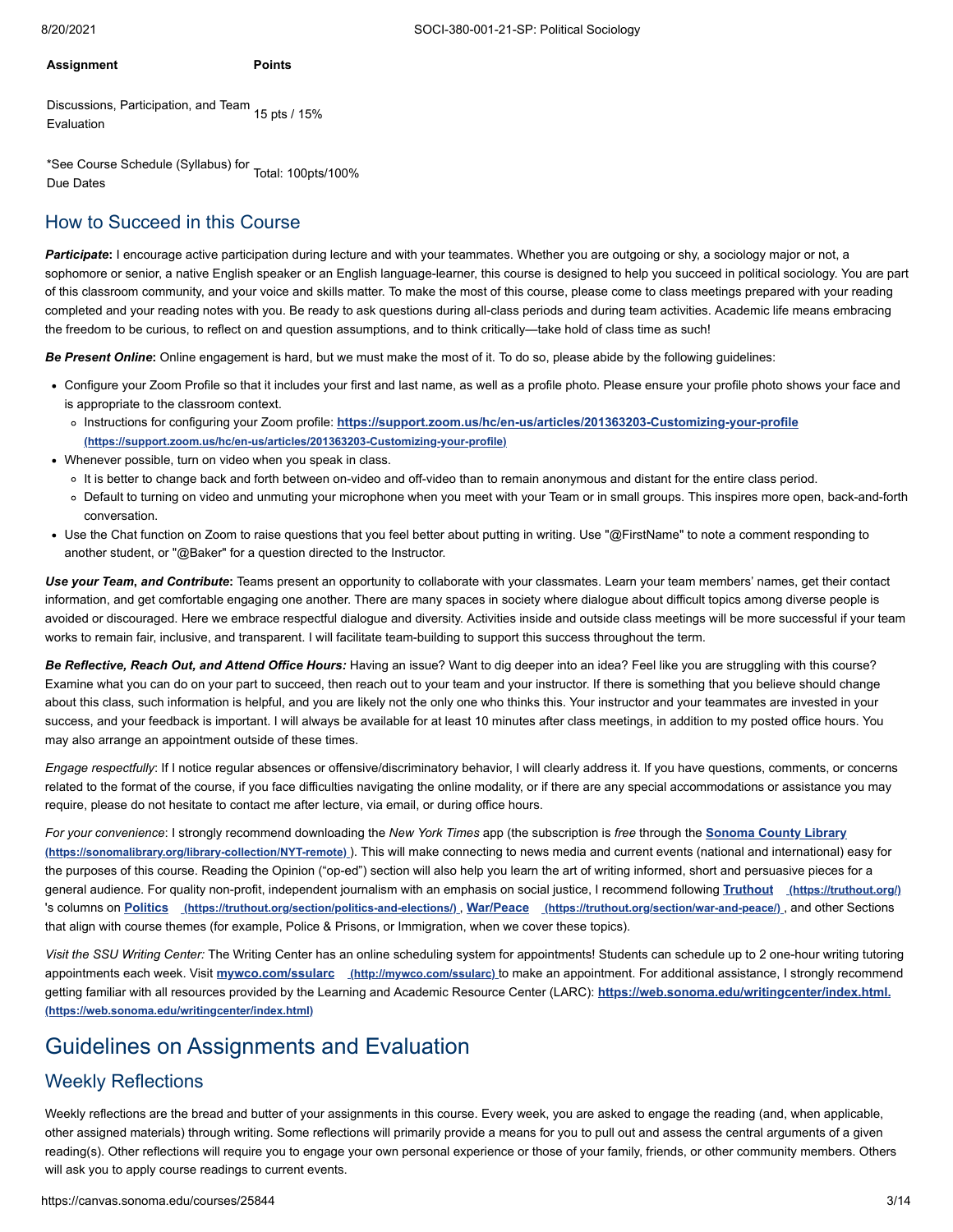| Assignment | Points |
|---|---|
| Discussions, Participation, and Team Evaluation | 15 pts / 15% |
| *See Course Schedule (Syllabus) for Due Dates | Total: 100pts/100% |

## How to Succeed in this Course

***Participate*:** I encourage active participation during lecture and with your teammates. Whether you are outgoing or shy, a sociology major or not, a sophomore or senior, a native English speaker or an English language-learner, this course is designed to help you succeed in political sociology. You are part of this classroom community, and your voice and skills matter. To make the most of this course, please come to class meetings prepared with your reading completed and your reading notes with you. Be ready to ask questions during all-class periods and during team activities. Academic life means embracing the freedom to be curious, to reflect on and question assumptions, and to think critically—take hold of class time as such!

***Be Present Online*:** Online engagement is hard, but we must make the most of it. To do so, please abide by the following guidelines:

- Configure your Zoom Profile so that it includes your first and last name, as well as a profile photo. Please ensure your profile photo shows your face and is appropriate to the classroom context.
  - Instructions for configuring your Zoom profile: **https://support.zoom.us/hc/en-us/articles/201363203-Customizing-your-profile (https://support.zoom.us/hc/en-us/articles/201363203-Customizing-your-profile)**
- Whenever possible, turn on video when you speak in class.
  - It is better to change back and forth between on-video and off-video than to remain anonymous and distant for the entire class period.
  - Default to turning on video and unmuting your microphone when you meet with your Team or in small groups. This inspires more open, back-and-forth conversation.
- Use the Chat function on Zoom to raise questions that you feel better about putting in writing. Use "@FirstName" to note a comment responding to another student, or "@Baker" for a question directed to the Instructor.

***Use your Team, and Contribute*:** Teams present an opportunity to collaborate with your classmates. Learn your team members' names, get their contact information, and get comfortable engaging one another. There are many spaces in society where dialogue about difficult topics among diverse people is avoided or discouraged. Here we embrace respectful dialogue and diversity. Activities inside and outside class meetings will be more successful if your team works to remain fair, inclusive, and transparent. I will facilitate team-building to support this success throughout the term.

***Be Reflective, Reach Out, and Attend Office Hours:*** Having an issue? Want to dig deeper into an idea? Feel like you are struggling with this course? Examine what you can do on your part to succeed, then reach out to your team and your instructor. If there is something that you believe should change about this class, such information is helpful, and you are likely not the only one who thinks this. Your instructor and your teammates are invested in your success, and your feedback is important. I will always be available for at least 10 minutes after class meetings, in addition to my posted office hours. You may also arrange an appointment outside of these times.

*Engage respectfully*: If I notice regular absences or offensive/discriminatory behavior, I will clearly address it. If you have questions, comments, or concerns related to the format of the course, if you face difficulties navigating the online modality, or if there are any special accommodations or assistance you may require, please do not hesitate to contact me after lecture, via email, or during office hours.

*For your convenience*: I strongly recommend downloading the *New York Times* app (the subscription is *free* through the **Sonoma County Library (https://sonomalibrary.org/library-collection/NYT-remote)** ). This will make connecting to news media and current events (national and international) easy for the purposes of this course. Reading the Opinion ("op-ed") section will also help you learn the art of writing informed, short and persuasive pieces for a general audience. For quality non-profit, independent journalism with an emphasis on social justice, I recommend following **Truthout (https://truthout.org/)** 's columns on **Politics (https://truthout.org/section/politics-and-elections/)** , **War/Peace (https://truthout.org/section/war-and-peace/)** , and other Sections that align with course themes (for example, Police & Prisons, or Immigration, when we cover these topics).

*Visit the SSU Writing Center:* The Writing Center has an online scheduling system for appointments! Students can schedule up to 2 one-hour writing tutoring appointments each week. Visit **mywco.com/ssularc (http://mywco.com/ssularc)** to make an appointment. For additional assistance, I strongly recommend getting familiar with all resources provided by the Learning and Academic Resource Center (LARC): **https://web.sonoma.edu/writingcenter/index.html. (https://web.sonoma.edu/writingcenter/index.html)**

# Guidelines on Assignments and Evaluation

## Weekly Reflections

Weekly reflections are the bread and butter of your assignments in this course. Every week, you are asked to engage the reading (and, when applicable, other assigned materials) through writing. Some reflections will primarily provide a means for you to pull out and assess the central arguments of a given reading(s). Other reflections will require you to engage your own personal experience or those of your family, friends, or other community members. Others will ask you to apply course readings to current events.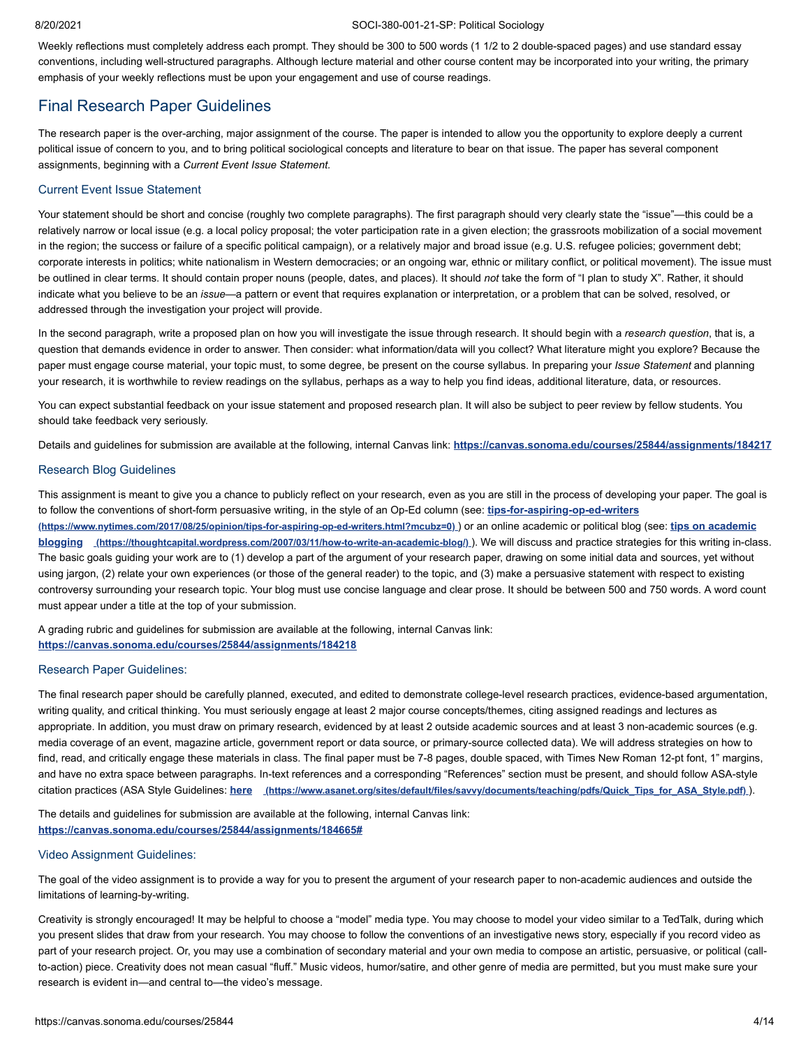Weekly reflections must completely address each prompt. They should be 300 to 500 words (1 1/2 to 2 double-spaced pages) and use standard essay conventions, including well-structured paragraphs. Although lecture material and other course content may be incorporated into your writing, the primary emphasis of your weekly reflections must be upon your engagement and use of course readings.

## Final Research Paper Guidelines

The research paper is the over-arching, major assignment of the course. The paper is intended to allow you the opportunity to explore deeply a current political issue of concern to you, and to bring political sociological concepts and literature to bear on that issue. The paper has several component assignments, beginning with a *Current Event Issue Statement.*

### Current Event Issue Statement

Your statement should be short and concise (roughly two complete paragraphs). The first paragraph should very clearly state the "issue"—this could be a relatively narrow or local issue (e.g. a local policy proposal; the voter participation rate in a given election; the grassroots mobilization of a social movement in the region; the success or failure of a specific political campaign), or a relatively major and broad issue (e.g. U.S. refugee policies; government debt; corporate interests in politics; white nationalism in Western democracies; or an ongoing war, ethnic or military conflict, or political movement). The issue must be outlined in clear terms. It should contain proper nouns (people, dates, and places). It should *not* take the form of "I plan to study X". Rather, it should indicate what you believe to be an *issue*—a pattern or event that requires explanation or interpretation, or a problem that can be solved, resolved, or addressed through the investigation your project will provide.

In the second paragraph, write a proposed plan on how you will investigate the issue through research. It should begin with a *research question*, that is, a question that demands evidence in order to answer. Then consider: what information/data will you collect? What literature might you explore? Because the paper must engage course material, your topic must, to some degree, be present on the course syllabus. In preparing your *Issue Statement* and planning your research, it is worthwhile to review readings on the syllabus, perhaps as a way to help you find ideas, additional literature, data, or resources.

You can expect substantial feedback on your issue statement and proposed research plan. It will also be subject to peer review by fellow students. You should take feedback very seriously.

Details and guidelines for submission are available at the following, internal Canvas link: **https://canvas.sonoma.edu/courses/25844/assignments/184217**

### Research Blog Guidelines

This assignment is meant to give you a chance to publicly reflect on your research, even as you are still in the process of developing your paper. The goal is to follow the conventions of short-form persuasive writing, in the style of an Op-Ed column (see: **tips-for-aspiring-op-ed-writers** (https://www.nytimes.com/2017/08/25/opinion/tips-for-aspiring-op-ed-writers.html?mcubz=0) ) or an online academic or political blog (see: **tips on academic blogging** (https://thoughtcapital.wordpress.com/2007/03/11/how-to-write-an-academic-blog/) ). We will discuss and practice strategies for this writing in-class. The basic goals guiding your work are to (1) develop a part of the argument of your research paper, drawing on some initial data and sources, yet without using jargon, (2) relate your own experiences (or those of the general reader) to the topic, and (3) make a persuasive statement with respect to existing controversy surrounding your research topic. Your blog must use concise language and clear prose. It should be between 500 and 750 words. A word count must appear under a title at the top of your submission.

A grading rubric and guidelines for submission are available at the following, internal Canvas link: **https://canvas.sonoma.edu/courses/25844/assignments/184218**

### Research Paper Guidelines:

The final research paper should be carefully planned, executed, and edited to demonstrate college-level research practices, evidence-based argumentation, writing quality, and critical thinking. You must seriously engage at least 2 major course concepts/themes, citing assigned readings and lectures as appropriate. In addition, you must draw on primary research, evidenced by at least 2 outside academic sources and at least 3 non-academic sources (e.g. media coverage of an event, magazine article, government report or data source, or primary-source collected data). We will address strategies on how to find, read, and critically engage these materials in class. The final paper must be 7-8 pages, double spaced, with Times New Roman 12-pt font, 1" margins, and have no extra space between paragraphs. In-text references and a corresponding "References" section must be present, and should follow ASA-style citation practices (ASA Style Guidelines: **here** (https://www.asanet.org/sites/default/files/savvy/documents/teaching/pdfs/Quick_Tips_for_ASA_Style.pdf) ).

The details and guidelines for submission are available at the following, internal Canvas link: **https://canvas.sonoma.edu/courses/25844/assignments/184665#**

### Video Assignment Guidelines:

The goal of the video assignment is to provide a way for you to present the argument of your research paper to non-academic audiences and outside the limitations of learning-by-writing.

Creativity is strongly encouraged! It may be helpful to choose a "model" media type. You may choose to model your video similar to a TedTalk, during which you present slides that draw from your research. You may choose to follow the conventions of an investigative news story, especially if you record video as part of your research project. Or, you may use a combination of secondary material and your own media to compose an artistic, persuasive, or political (call-to-action) piece. Creativity does not mean casual "fluff." Music videos, humor/satire, and other genre of media are permitted, but you must make sure your research is evident in—and central to—the video's message.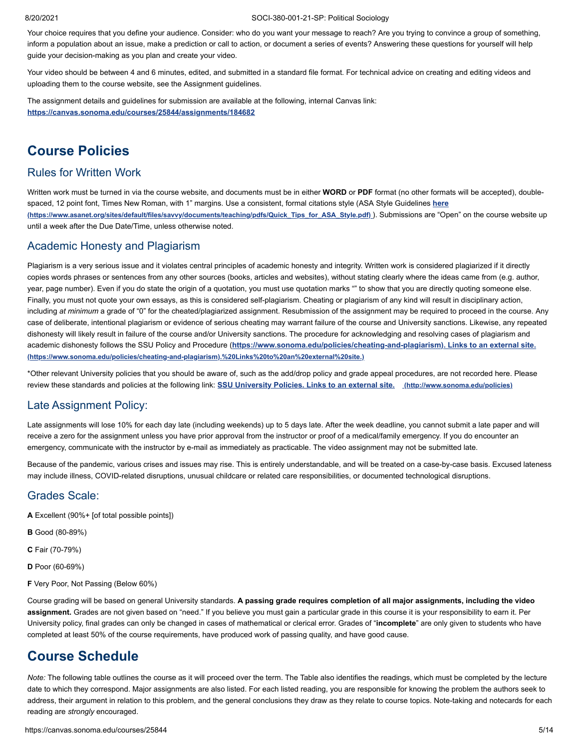Your choice requires that you define your audience. Consider: who do you want your message to reach? Are you trying to convince a group of something, inform a population about an issue, make a prediction or call to action, or document a series of events? Answering these questions for yourself will help guide your decision-making as you plan and create your video.

Your video should be between 4 and 6 minutes, edited, and submitted in a standard file format. For technical advice on creating and editing videos and uploading them to the course website, see the Assignment guidelines.

The assignment details and guidelines for submission are available at the following, internal Canvas link: **https://canvas.sonoma.edu/courses/25844/assignments/184682**

# Course Policies

## Rules for Written Work

Written work must be turned in via the course website, and documents must be in either **WORD** or **PDF** format (no other formats will be accepted), double-spaced, 12 point font, Times New Roman, with 1" margins. Use a consistent, formal citations style (ASA Style Guidelines **here** (https://www.asanet.org/sites/default/files/savvy/documents/teaching/pdfs/Quick_Tips_for_ASA_Style.pdf) ). Submissions are "Open" on the course website up until a week after the Due Date/Time, unless otherwise noted.

## Academic Honesty and Plagiarism

Plagiarism is a very serious issue and it violates central principles of academic honesty and integrity. Written work is considered plagiarized if it directly copies words phrases or sentences from any other sources (books, articles and websites), without stating clearly where the ideas came from (e.g. author, year, page number). Even if you do state the origin of a quotation, you must use quotation marks "" to show that you are directly quoting someone else. Finally, you must not quote your own essays, as this is considered self-plagiarism. Cheating or plagiarism of any kind will result in disciplinary action, including *at minimum* a grade of "0" for the cheated/plagiarized assignment. Resubmission of the assignment may be required to proceed in the course. Any case of deliberate, intentional plagiarism or evidence of serious cheating may warrant failure of the course and University sanctions. Likewise, any repeated dishonesty will likely result in failure of the course and/or University sanctions. The procedure for acknowledging and resolving cases of plagiarism and academic dishonesty follows the SSU Policy and Procedure (**https://www.sonoma.edu/policies/cheating-and-plagiarism). Links to an external site.** (https://www.sonoma.edu/policies/cheating-and-plagiarism).%20Links%20to%20an%20external%20site.)

*Other relevant University policies that you should be aware of, such as the add/drop policy and grade appeal procedures, are not recorded here. Please review these standards and policies at the following link: **SSU University Policies. Links to an external site.** (http://www.sonoma.edu/policies)

## Late Assignment Policy:

Late assignments will lose 10% for each day late (including weekends) up to 5 days late. After the week deadline, you cannot submit a late paper and will receive a zero for the assignment unless you have prior approval from the instructor or proof of a medical/family emergency. If you do encounter an emergency, communicate with the instructor by e-mail as immediately as practicable. The video assignment may not be submitted late.

Because of the pandemic, various crises and issues may rise. This is entirely understandable, and will be treated on a case-by-case basis. Excused lateness may include illness, COVID-related disruptions, unusual childcare or related care responsibilities, or documented technological disruptions.

## Grades Scale:

**A** Excellent (90%+ [of total possible points])

**B** Good (80-89%)

**C** Fair (70-79%)

**D** Poor (60-69%)

**F** Very Poor, Not Passing (Below 60%)

Course grading will be based on general University standards. **A passing grade requires completion of all major assignments, including the video assignment.** Grades are not given based on "need." If you believe you must gain a particular grade in this course it is your responsibility to earn it. Per University policy, final grades can only be changed in cases of mathematical or clerical error. Grades of "**incomplete**" are only given to students who have completed at least 50% of the course requirements, have produced work of passing quality, and have good cause.

# Course Schedule

*Note:* The following table outlines the course as it will proceed over the term. The Table also identifies the readings, which must be completed by the lecture date to which they correspond. Major assignments are also listed. For each listed reading, you are responsible for knowing the problem the authors seek to address, their argument in relation to this problem, and the general conclusions they draw as they relate to course topics. Note-taking and notecards for each reading are *strongly* encouraged.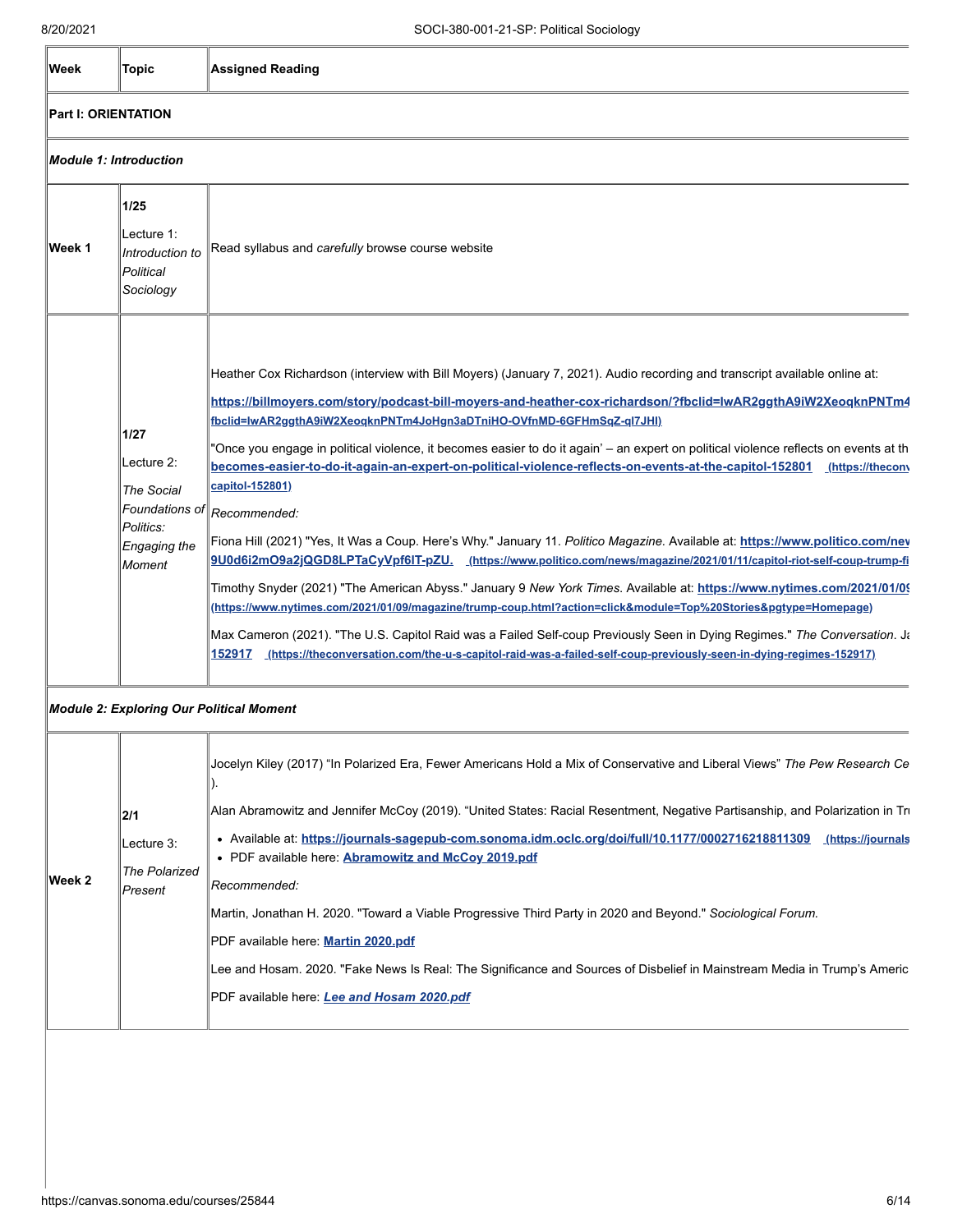| Week | Topic | Assigned Reading |
|---|---|---|
| **Part I: ORIENTATION** | | |
| ***Module 1: Introduction*** | | |
| **Week 1** | **1/25** Lecture 1: *Introduction to Political Sociology* | Read syllabus and *carefully* browse course website |
| | **1/27** Lecture 2: *The Social Foundations of Politics: Engaging the Moment* | Heather Cox Richardson (interview with Bill Moyers) (January 7, 2021). Audio recording and transcript available online at: **https://billmoyers.com/story/podcast-bill-moyers-and-heather-cox-richardson/?fbclid=IwAR2ggthA9iW2XeoqknPNTm4** **fbclid=IwAR2ggthA9iW2XeoqknPNTm4JoHgn3aDTniHO-OVfnMD-6GFHmSqZ-ql7JHI)** "Once you engage in political violence, it becomes easier to do it again' – an expert on political violence reflects on events at th **becomes-easier-to-do-it-again-an-expert-on-political-violence-reflects-on-events-at-the-capitol-152801 (https://theconv capitol-152801)** *Recommended:* Fiona Hill (2021) "Yes, It Was a Coup. Here's Why." January 11. *Politico Magazine*. Available at: **https://www.politico.com/nev 9U0d6i2mO9a2jQGD8LPTaCyVpf6lT-pZU. (https://www.politico.com/news/magazine/2021/01/11/capitol-riot-self-coup-trump-fi** Timothy Snyder (2021) "The American Abyss." January 9 *New York Times*. Available at: **https://www.nytimes.com/2021/01/09 (https://www.nytimes.com/2021/01/09/magazine/trump-coup.html?action=click&module=Top%20Stories&pgtype=Homepage)** Max Cameron (2021). "The U.S. Capitol Raid was a Failed Self-coup Previously Seen in Dying Regimes." *The Conversation*. Ja **152917 (https://theconversation.com/the-u-s-capitol-raid-was-a-failed-self-coup-previously-seen-in-dying-regimes-152917)** |
| ***Module 2: Exploring Our Political Moment*** | | |
| **Week 2** | **2/1** Lecture 3: *The Polarized Present* | Jocelyn Kiley (2017) "In Polarized Era, Fewer Americans Hold a Mix of Conservative and Liberal Views" *The Pew Research Ce* ). Alan Abramowitz and Jennifer McCoy (2019). "United States: Racial Resentment, Negative Partisanship, and Polarization in Tr<br>• Available at: **https://journals-sagepub-com.sonoma.idm.oclc.org/doi/full/10.1177/0002716218811309 (https://journals**<br>• PDF available here: **Abramowitz and McCoy 2019.pdf**<br>*Recommended:* Martin, Jonathan H. 2020. "Toward a Viable Progressive Third Party in 2020 and Beyond." *Sociological Forum.* PDF available here: **Martin 2020.pdf** Lee and Hosam. 2020. "Fake News Is Real: The Significance and Sources of Disbelief in Mainstream Media in Trump's Americ PDF available here: ***Lee and Hosam 2020.pdf*** |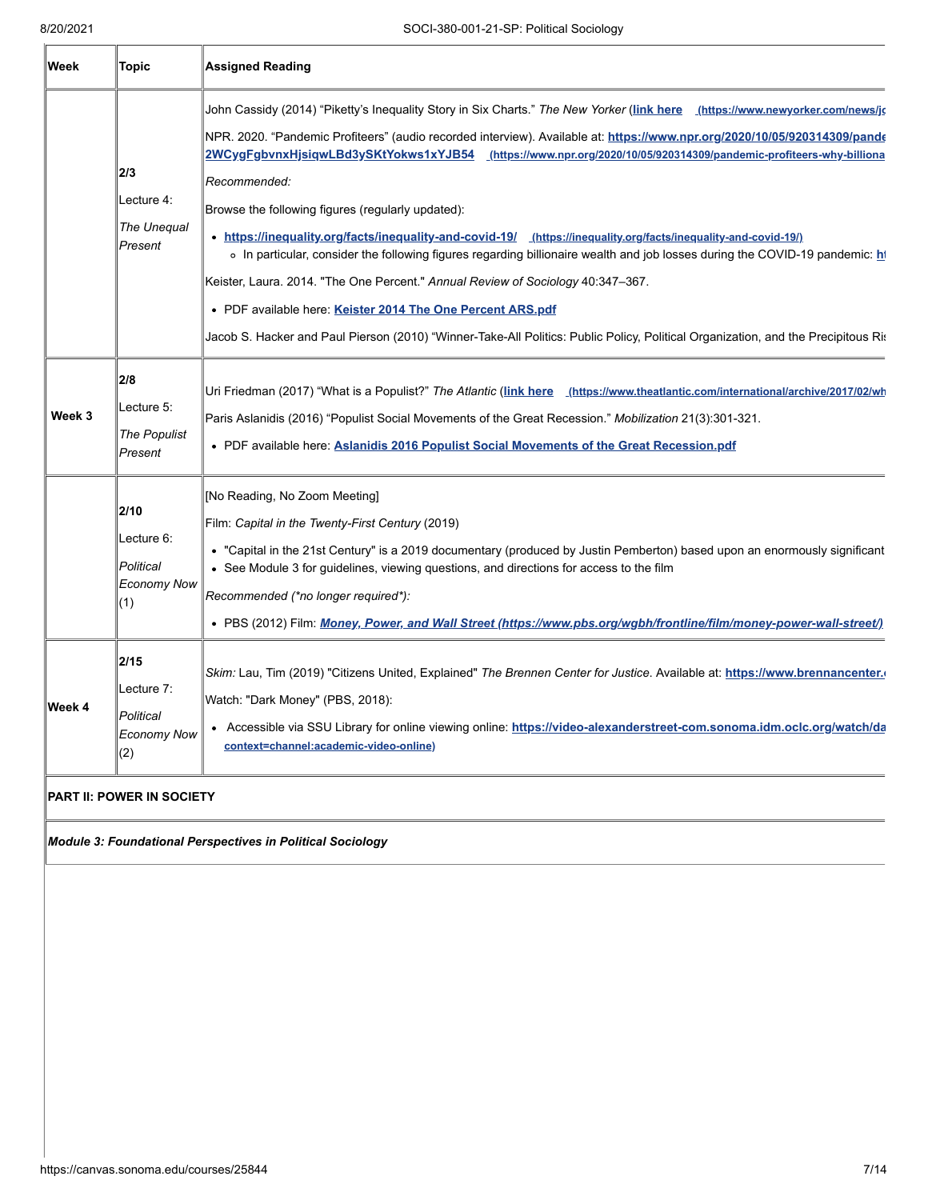| Week | Topic | Assigned Reading |
|---|---|---|
| | **2/3**<br>Lecture 4:<br>*The Unequal Present* | John Cassidy (2014) "Piketty's Inequality Story in Six Charts." *The New Yorker* (**link here** **(https://www.newyorker.com/news/jc**<br>NPR. 2020. "Pandemic Profiteers" (audio recorded interview). Available at: **https://www.npr.org/2020/10/05/920314309/pande 2WCygFgbvnxHjsiqwLBd3ySKtYokws1xYJB54** **(https://www.npr.org/2020/10/05/920314309/pandemic-profiteers-why-billiona**<br>*Recommended:*<br>Browse the following figures (regularly updated):<br>• **https://inequality.org/facts/inequality-and-covid-19/** **(https://inequality.org/facts/inequality-and-covid-19/)**<br>&nbsp;&nbsp;◦ In particular, consider the following figures regarding billionaire wealth and job losses during the COVID-19 pandemic: **ht**<br>Keister, Laura. 2014. "The One Percent." *Annual Review of Sociology* 40:347–367.<br>• PDF available here: **Keister 2014 The One Percent ARS.pdf**<br>Jacob S. Hacker and Paul Pierson (2010) "Winner-Take-All Politics: Public Policy, Political Organization, and the Precipitous Ris |
| **Week 3** | **2/8**<br>Lecture 5:<br>*The Populist Present* | Uri Friedman (2017) "What is a Populist?" *The Atlantic* (**link here** **(https://www.theatlantic.com/international/archive/2017/02/wh**<br>Paris Aslanidis (2016) "Populist Social Movements of the Great Recession." *Mobilization* 21(3):301-321.<br>• PDF available here: **Aslanidis 2016 Populist Social Movements of the Great Recession.pdf** |
| | **2/10**<br>Lecture 6:<br>*Political Economy Now* (1) | [No Reading, No Zoom Meeting]<br>Film: *Capital in the Twenty-First Century* (2019)<br>• "Capital in the 21st Century" is a 2019 documentary (produced by Justin Pemberton) based upon an enormously significant<br>• See Module 3 for guidelines, viewing questions, and directions for access to the film<br>*Recommended (\*no longer required\*):*<br>• PBS (2012) Film: ***Money, Power, and Wall Street (https://www.pbs.org/wgbh/frontline/film/money-power-wall-street/)*** |
| **Week 4** | **2/15**<br>Lecture 7:<br>*Political Economy Now* (2) | *Skim:* Lau, Tim (2019) "Citizens United, Explained" *The Brennen Center for Justice*. Available at: **https://www.brennancenter.**<br>Watch: "Dark Money" (PBS, 2018):<br>• Accessible via SSU Library for online viewing online: **https://video-alexanderstreet-com.sonoma.idm.oclc.org/watch/da context=channel:academic-video-online)** |
| **PART II: POWER IN SOCIETY** | | |
| ***Module 3: Foundational Perspectives in Political Sociology*** | | |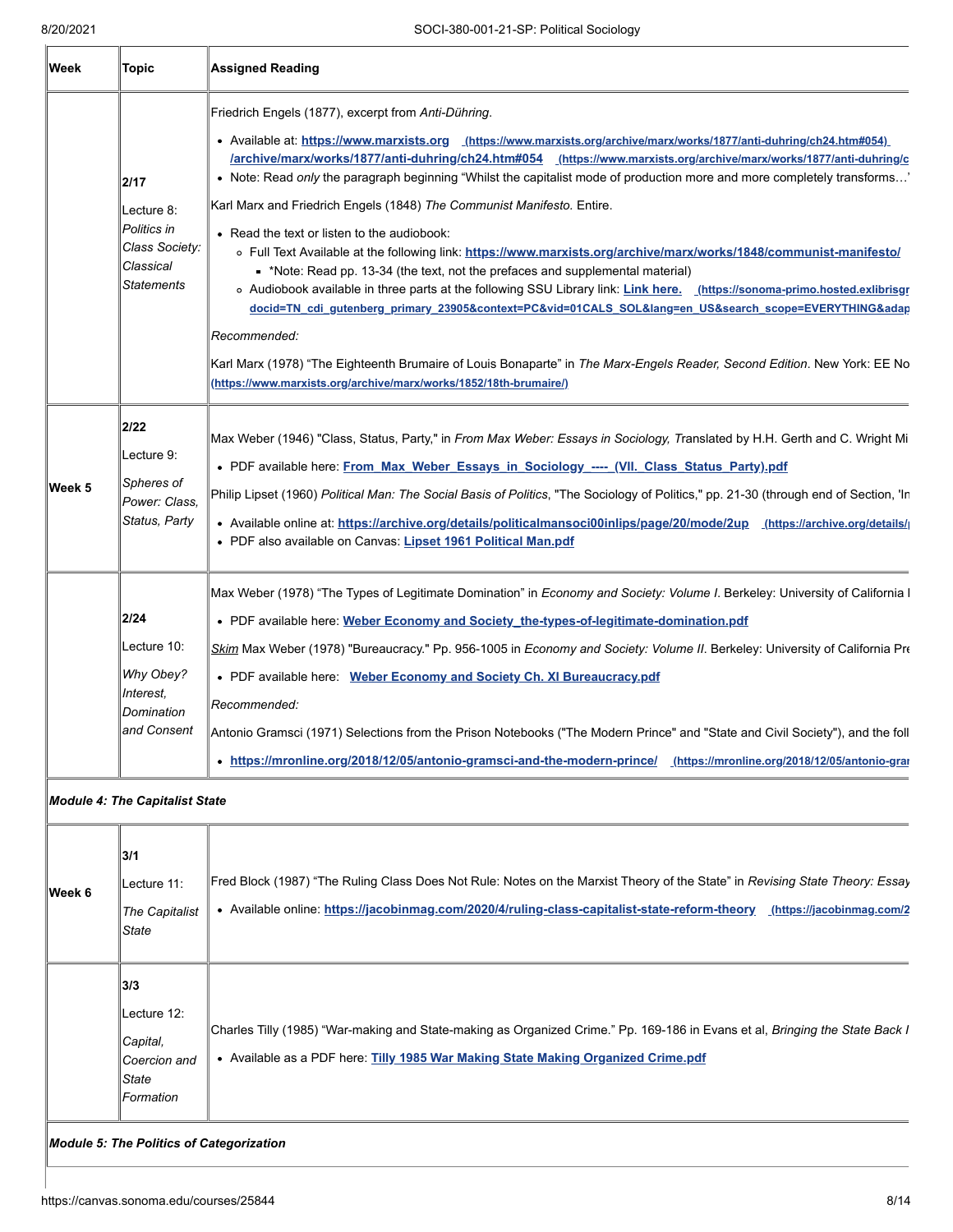| Week | Topic | Assigned Reading |
|---|---|---|
| | **2/17**<br><br>Lecture 8:<br>*Politics in Class Society: Classical Statements* | Friedrich Engels (1877), excerpt from *Anti-Dühring*.<br>• Available at: **https://www.marxists.org/archive/marx/works/1877/anti-duhring/ch24.htm#054** (https://www.marxists.org/archive/marx/works/1877/anti-duhring/ch24.htm#054) (https://www.marxists.org/archive/marx/works/1877/anti-duhring/c<br>• Note: Read *only* the paragraph beginning "Whilst the capitalist mode of production more and more completely transforms…'<br><br>Karl Marx and Friedrich Engels (1848) *The Communist Manifesto.* Entire.<br>• Read the text or listen to the audiobook:<br>  ◦ Full Text Available at the following link: **https://www.marxists.org/archive/marx/works/1848/communist-manifesto/**<br>    ▪ *Note: Read pp. 13-34 (the text, not the prefaces and supplemental material)<br>  ◦ Audiobook available in three parts at the following SSU Library link: **Link here.** (https://sonoma-primo.hosted.exlibrisgr docid=TN_cdi_gutenberg_primary_23905&context=PC&vid=01CALS_SOL&lang=en_US&search_scope=EVERYTHING&adap<br><br>*Recommended:*<br><br>Karl Marx (1978) "The Eighteenth Brumaire of Louis Bonaparte" in *The Marx-Engels Reader, Second Edition*. New York: EE No (https://www.marxists.org/archive/marx/works/1852/18th-brumaire/) |
| Week 5 | **2/22**<br><br>Lecture 9:<br>*Spheres of Power: Class, Status, Party* | Max Weber (1946) "Class, Status, Party," in *From Max Weber: Essays in Sociology,* Translated by H.H. Gerth and C. Wright Mi<br>• PDF available here: **From_Max_Weber_Essays_in_Sociology_----_(VII._Class_Status_Party).pdf**<br><br>Philip Lipset (1960) *Political Man: The Social Basis of Politics*, "The Sociology of Politics," pp. 21-30 (through end of Section, 'In<br>• Available online at: **https://archive.org/details/politicalmansoci00inlips/page/20/mode/2up** (https://archive.org/details/<br>• PDF also available on Canvas: **Lipset 1961 Political Man.pdf** |
| | **2/24**<br><br>Lecture 10:<br>*Why Obey? Interest, Domination and Consent* | Max Weber (1978) "The Types of Legitimate Domination" in *Economy and Society: Volume I*. Berkeley: University of California I<br>• PDF available here: **Weber Economy and Society_the-types-of-legitimate-domination.pdf**<br><br>*Skim* Max Weber (1978) "Bureaucracy." Pp. 956-1005 in *Economy and Society: Volume II*. Berkeley: University of California Pre<br>• PDF available here: **Weber Economy and Society Ch. XI Bureaucracy.pdf**<br><br>*Recommended:*<br><br>Antonio Gramsci (1971) Selections from the Prison Notebooks ("The Modern Prince" and "State and Civil Society"), and the foll<br>• **https://mronline.org/2018/12/05/antonio-gramsci-and-the-modern-prince/** (https://mronline.org/2018/12/05/antonio-gran |
| ***Module 4: The Capitalist State*** | | |
| Week 6 | **3/1**<br><br>Lecture 11:<br>*The Capitalist State* | Fred Block (1987) "The Ruling Class Does Not Rule: Notes on the Marxist Theory of the State" in *Revising State Theory: Essay*<br>• Available online: **https://jacobinmag.com/2020/4/ruling-class-capitalist-state-reform-theory** (https://jacobinmag.com/2 |
| | **3/3**<br><br>Lecture 12:<br>*Capital, Coercion and State Formation* | Charles Tilly (1985) "War-making and State-making as Organized Crime." Pp. 169-186 in Evans et al, *Bringing the State Back I*<br>• Available as a PDF here: **Tilly 1985 War Making State Making Organized Crime.pdf** |
| ***Module 5: The Politics of Categorization*** | | |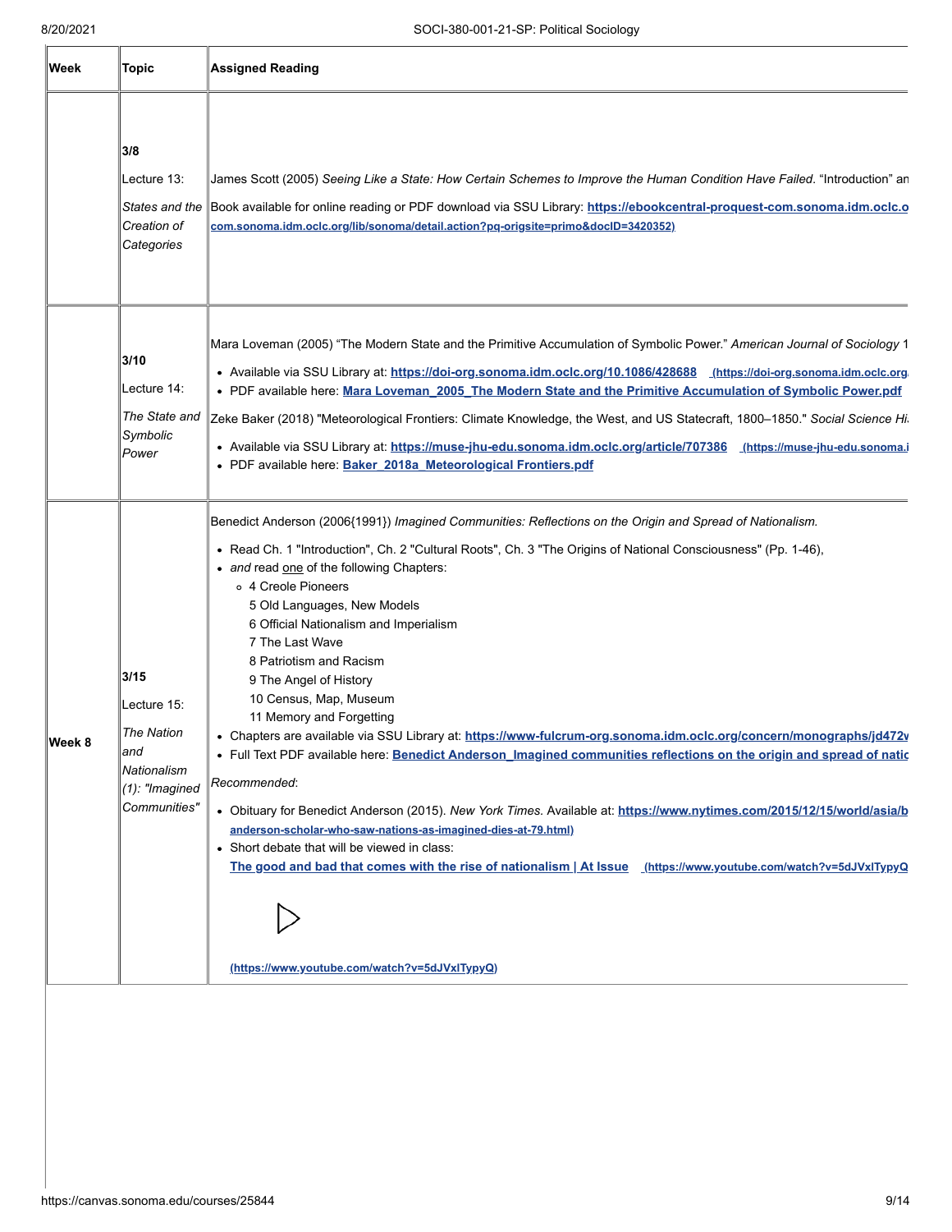| Week | Topic | Assigned Reading |
|---|---|---|
| | **3/8**<br>Lecture 13:<br>*States and the Creation of Categories* | James Scott (2005) *Seeing Like a State: How Certain Schemes to Improve the Human Condition Have Failed*. "Introduction" an<br>Book available for online reading or PDF download via SSU Library: **https://ebookcentral-proquest-com.sonoma.idm.oclc.o** com.sonoma.idm.oclc.org/lib/sonoma/detail.action?pq-origsite=primo&docID=3420352) |
| | **3/10**<br>Lecture 14:<br>*The State and Symbolic Power* | Mara Loveman (2005) "The Modern State and the Primitive Accumulation of Symbolic Power." *American Journal of Sociology* 1<br>• Available via SSU Library at: **https://doi-org.sonoma.idm.oclc.org/10.1086/428688** (https://doi-org.sonoma.idm.oclc.org<br>• PDF available here: **Mara Loveman_2005_The Modern State and the Primitive Accumulation of Symbolic Power.pdf**<br>Zeke Baker (2018) "Meteorological Frontiers: Climate Knowledge, the West, and US Statecraft, 1800–1850." *Social Science Hi*<br>• Available via SSU Library at: **https://muse-jhu-edu.sonoma.idm.oclc.org/article/707386** (https://muse-jhu-edu.sonoma.i<br>• PDF available here: **Baker_2018a_Meteorological Frontiers.pdf** |
| Week 8 | **3/15**<br>Lecture 15:<br>*The Nation and Nationalism (1): "Imagined Communities"* | Benedict Anderson (2006{1991}) *Imagined Communities: Reflections on the Origin and Spread of Nationalism.*<br>• Read Ch. 1 "Introduction", Ch. 2 "Cultural Roots", Ch. 3 "The Origins of National Consciousness" (Pp. 1-46),<br>• *and* read one of the following Chapters:<br>  ◦ 4 Creole Pioneers<br>  5 Old Languages, New Models<br>  6 Official Nationalism and Imperialism<br>  7 The Last Wave<br>  8 Patriotism and Racism<br>  9 The Angel of History<br>  10 Census, Map, Museum<br>  11 Memory and Forgetting<br>• Chapters are available via SSU Library at: **https://www-fulcrum-org.sonoma.idm.oclc.org/concern/monographs/jd472v**<br>• Full Text PDF available here: **Benedict Anderson_Imagined communities reflections on the origin and spread of natic**<br>*Recommended*:<br>• Obituary for Benedict Anderson (2015). *New York Times.* Available at: **https://www.nytimes.com/2015/12/15/world/asia/b** anderson-scholar-who-saw-nations-as-imagined-dies-at-79.html)<br>• Short debate that will be viewed in class:<br>**The good and bad that comes with the rise of nationalism \| At Issue** (https://www.youtube.com/watch?v=5dJVxITypyQ<br>(https://www.youtube.com/watch?v=5dJVxITypyQ) |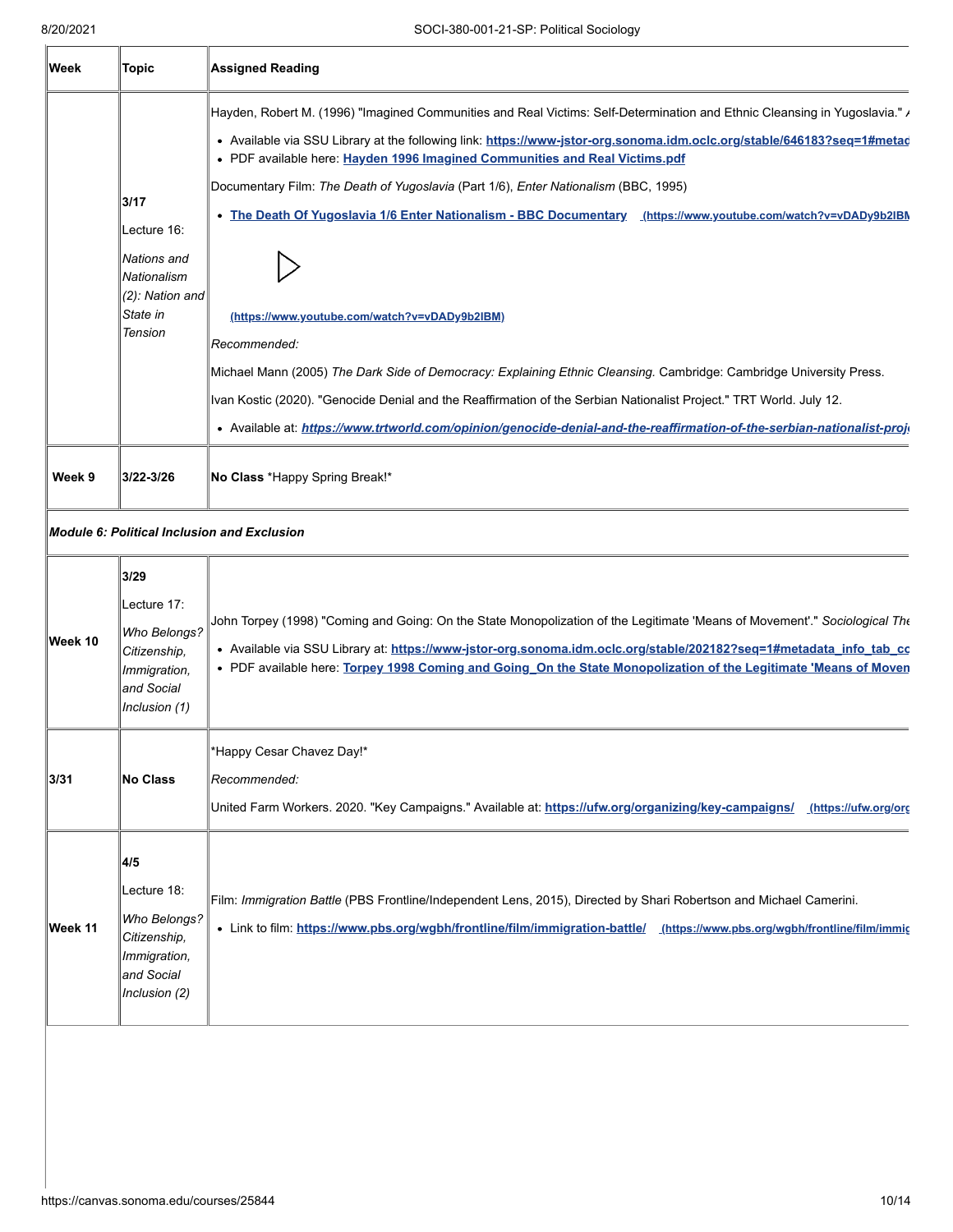| Week | Topic | Assigned Reading |
|---|---|---|
| | **3/17**<br><br>Lecture 16:<br><br>*Nations and Nationalism (2): Nation and State in Tension* | Hayden, Robert M. (1996) "Imagined Communities and Real Victims: Self-Determination and Ethnic Cleansing in Yugoslavia." A<br><br>• Available via SSU Library at the following link: **https://www-jstor-org.sonoma.idm.oclc.org/stable/646183?seq=1#metad**<br>• PDF available here: **Hayden 1996 Imagined Communities and Real Victims.pdf**<br><br>Documentary Film: *The Death of Yugoslavia* (Part 1/6), *Enter Nationalism* (BBC, 1995)<br><br>• **The Death Of Yugoslavia 1/6 Enter Nationalism - BBC Documentary** **(https://www.youtube.com/watch?v=vDADy9b2IBM**<br><br>**(https://www.youtube.com/watch?v=vDADy9b2IBM)**<br><br>*Recommended:*<br><br>Michael Mann (2005) *The Dark Side of Democracy: Explaining Ethnic Cleansing.* Cambridge: Cambridge University Press.<br><br>Ivan Kostic (2020). "Genocide Denial and the Reaffirmation of the Serbian Nationalist Project." TRT World. July 12.<br><br>• Available at: ***https://www.trtworld.com/opinion/genocide-denial-and-the-reaffirmation-of-the-serbian-nationalist-proj*** |
| **Week 9** | **3/22-3/26** | **No Class** *Happy Spring Break!* |
| ***Module 6: Political Inclusion and Exclusion*** | | |
| **Week 10** | **3/29**<br><br>Lecture 17:<br><br>*Who Belongs? Citizenship, Immigration, and Social Inclusion (1)* | John Torpey (1998) "Coming and Going: On the State Monopolization of the Legitimate 'Means of Movement'." *Sociological The*<br><br>• Available via SSU Library at: **https://www-jstor-org.sonoma.idm.oclc.org/stable/202182?seq=1#metadata_info_tab_co**<br>• PDF available here: **Torpey 1998 Coming and Going_On the State Monopolization of the Legitimate 'Means of Moven** |
| **3/31** | **No Class** | *Happy Cesar Chavez Day!*<br><br>*Recommended:*<br><br>United Farm Workers. 2020. "Key Campaigns." Available at: **https://ufw.org/organizing/key-campaigns/** **(https://ufw.org/org** |
| **Week 11** | **4/5**<br><br>Lecture 18:<br><br>*Who Belongs? Citizenship, Immigration, and Social Inclusion (2)* | Film: *Immigration Battle* (PBS Frontline/Independent Lens, 2015), Directed by Shari Robertson and Michael Camerini.<br><br>• Link to film: **https://www.pbs.org/wgbh/frontline/film/immigration-battle/** **(https://www.pbs.org/wgbh/frontline/film/immig** |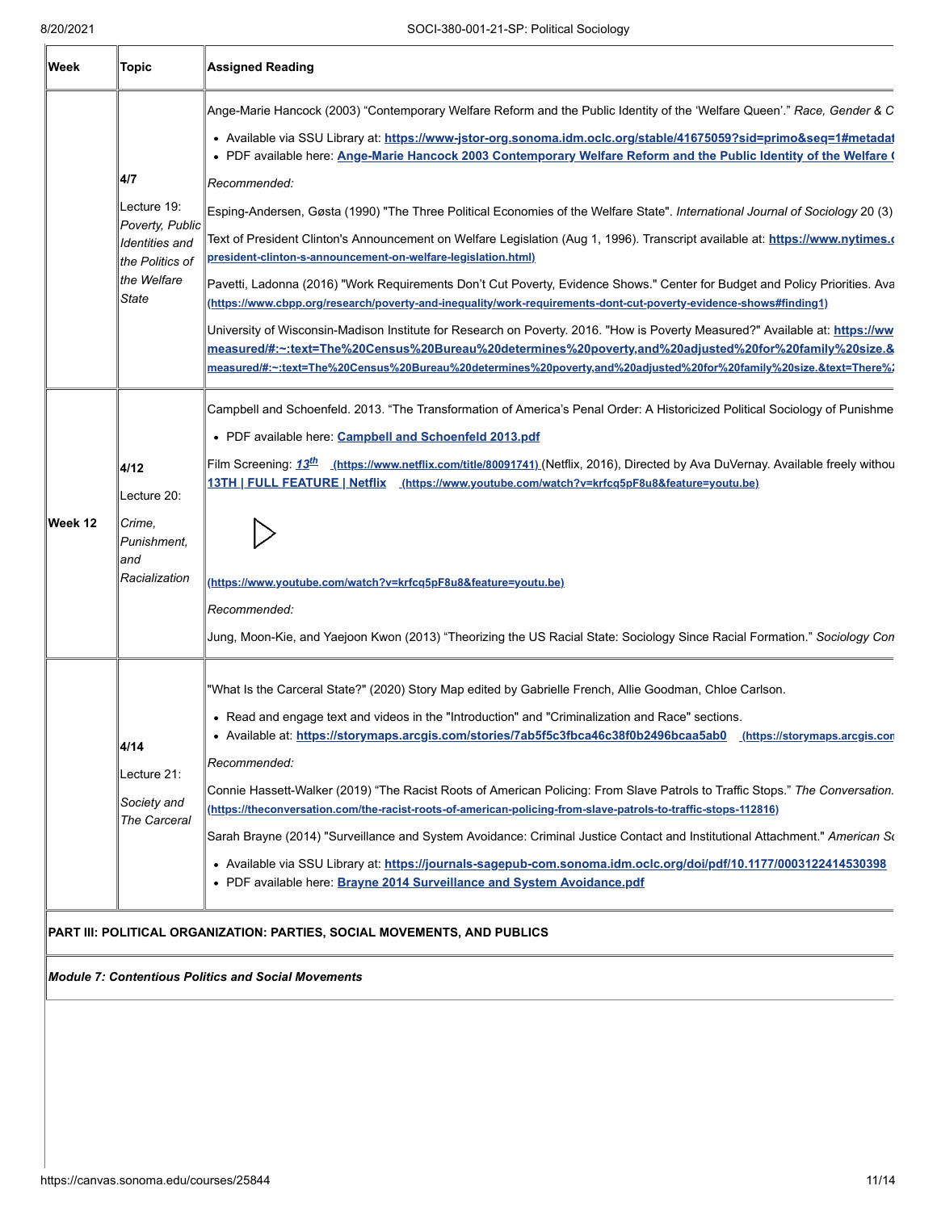| Week | Topic | Assigned Reading |
|---|---|---|
| | **4/7** Lecture 19: *Poverty, Public Identities and the Politics of the Welfare State* | Ange-Marie Hancock (2003) "Contemporary Welfare Reform and the Public Identity of the 'Welfare Queen'." *Race, Gender & C* <br>• Available via SSU Library at: **https://www-jstor-org.sonoma.idm.oclc.org/stable/41675059?sid=primo&seq=1#metadat** <br>• PDF available here: **Ange-Marie Hancock 2003 Contemporary Welfare Reform and the Public Identity of the Welfare (** <br>*Recommended:* <br>Esping-Andersen, Gøsta (1990) "The Three Political Economies of the Welfare State". *International Journal of Sociology* 20 (3) <br>Text of President Clinton's Announcement on Welfare Legislation (Aug 1, 1996). Transcript available at: **https://www.nytimes.c** **president-clinton-s-announcement-on-welfare-legislation.html)** <br>Pavetti, Ladonna (2016) "Work Requirements Don't Cut Poverty, Evidence Shows." Center for Budget and Policy Priorities. Ava **(https://www.cbpp.org/research/poverty-and-inequality/work-requirements-dont-cut-poverty-evidence-shows#finding1)** <br>University of Wisconsin-Madison Institute for Research on Poverty. 2016. "How is Poverty Measured?" Available at: **https://ww** **measured/#:~:text=The%20Census%20Bureau%20determines%20poverty,and%20adjusted%20for%20family%20size.&** **measured/#:~:text=The%20Census%20Bureau%20determines%20poverty,and%20adjusted%20for%20family%20size.&text=There%** |
| **Week 12** | **4/12** Lecture 20: *Crime, Punishment, and Racialization* | Campbell and Schoenfeld. 2013. "The Transformation of America's Penal Order: A Historicized Political Sociology of Punishme <br>• PDF available here: **Campbell and Schoenfeld 2013.pdf** <br>Film Screening: ***13th*** **(https://www.netflix.com/title/80091741)** (Netflix, 2016), Directed by Ava DuVernay. Available freely withou **13TH \| FULL FEATURE \| Netflix** **(https://www.youtube.com/watch?v=krfcq5pF8u8&feature=youtu.be)** <br>**(https://www.youtube.com/watch?v=krfcq5pF8u8&feature=youtu.be)** <br>*Recommended:* <br>Jung, Moon-Kie, and Yaejoon Kwon (2013) "Theorizing the US Racial State: Sociology Since Racial Formation." *Sociology Con* |
| | **4/14** Lecture 21: *Society and The Carceral* | "What Is the Carceral State?" (2020) Story Map edited by Gabrielle French, Allie Goodman, Chloe Carlson. <br>• Read and engage text and videos in the "Introduction" and "Criminalization and Race" sections. <br>• Available at: **https://storymaps.arcgis.com/stories/7ab5f5c3fbca46c38f0b2496bcaa5ab0** **(https://storymaps.arcgis.con** <br>*Recommended:* <br>Connie Hassett-Walker (2019) "The Racist Roots of American Policing: From Slave Patrols to Traffic Stops." *The Conversation.* **(https://theconversation.com/the-racist-roots-of-american-policing-from-slave-patrols-to-traffic-stops-112816)** <br>Sarah Brayne (2014) "Surveillance and System Avoidance: Criminal Justice Contact and Institutional Attachment." *American Sc* <br>• Available via SSU Library at: **https://journals-sagepub-com.sonoma.idm.oclc.org/doi/pdf/10.1177/0003122414530398** <br>• PDF available here: **Brayne 2014 Surveillance and System Avoidance.pdf** |
| **PART III: POLITICAL ORGANIZATION: PARTIES, SOCIAL MOVEMENTS, AND PUBLICS** | | |
| ***Module 7: Contentious Politics and Social Movements*** | | |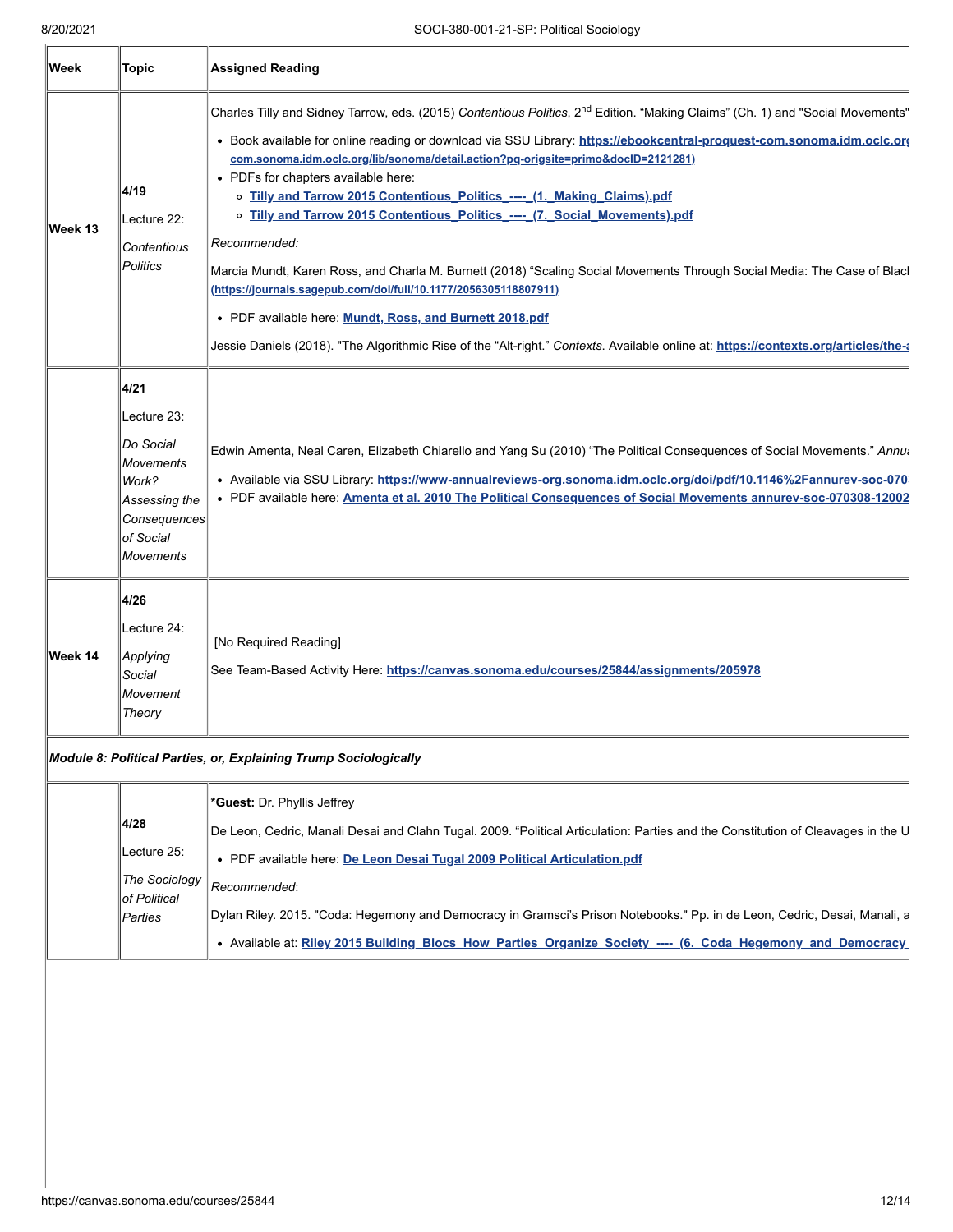| Week | Topic | Assigned Reading |
|---|---|---|
| Week 13 | **4/19**<br>Lecture 22:<br>*Contentious Politics* | Charles Tilly and Sidney Tarrow, eds. (2015) *Contentious Politics*, 2nd Edition. “Making Claims” (Ch. 1) and "Social Movements"<br>• Book available for online reading or download via SSU Library: **https://ebookcentral-proquest-com.sonoma.idm.oclc.org com.sonoma.idm.oclc.org/lib/sonoma/detail.action?pq-origsite=primo&docID=2121281)**<br>• PDFs for chapters available here:<br>  ◦ **Tilly and Tarrow 2015 Contentious_Politics_----_(1._Making_Claims).pdf**<br>  ◦ **Tilly and Tarrow 2015 Contentious_Politics_----_(7._Social_Movements).pdf**<br>*Recommended:*<br>Marcia Mundt, Karen Ross, and Charla M. Burnett (2018) “Scaling Social Movements Through Social Media: The Case of Black **(https://journals.sagepub.com/doi/full/10.1177/2056305118807911)**<br>• PDF available here: **Mundt, Ross, and Burnett 2018.pdf**<br>Jessie Daniels (2018). "The Algorithmic Rise of the “Alt-right.” *Contexts*. Available online at: **https://contexts.org/articles/the-a** |
| | **4/21**<br>Lecture 23:<br>*Do Social Movements Work? Assessing the Consequences of Social Movements* | Edwin Amenta, Neal Caren, Elizabeth Chiarello and Yang Su (2010) “The Political Consequences of Social Movements.” *Annua*<br>• Available via SSU Library: **https://www-annualreviews-org.sonoma.idm.oclc.org/doi/pdf/10.1146%2Fannurev-soc-070**<br>• PDF available here: **Amenta et al. 2010 The Political Consequences of Social Movements annurev-soc-070308-12002** |
| Week 14 | **4/26**<br>Lecture 24:<br>*Applying Social Movement Theory* | [No Required Reading]<br>See Team-Based Activity Here: **https://canvas.sonoma.edu/courses/25844/assignments/205978** |
| ***Module 8: Political Parties, or, Explaining Trump Sociologically*** | | |
| | **4/28**<br>Lecture 25:<br>*The Sociology of Political Parties* | ***Guest:** Dr. Phyllis Jeffrey<br>De Leon, Cedric, Manali Desai and Clahn Tugal. 2009. “Political Articulation: Parties and the Constitution of Cleavages in the U<br>• PDF available here: **De Leon Desai Tugal 2009 Political Articulation.pdf**<br>*Recommended*:<br>Dylan Riley. 2015. "Coda: Hegemony and Democracy in Gramsci’s Prison Notebooks." Pp. in de Leon, Cedric, Desai, Manali, a<br>• Available at: **Riley 2015 Building_Blocs_How_Parties_Organize_Society_----_(6._Coda_Hegemony_and_Democracy_** |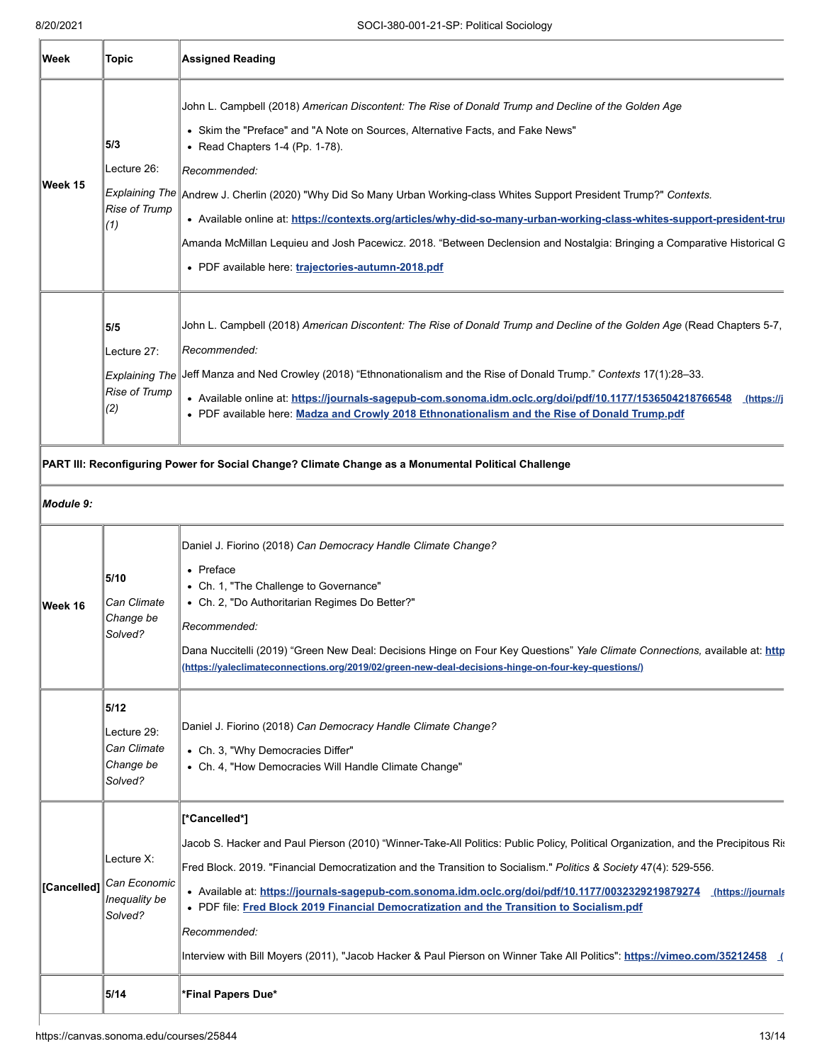| Week | Topic | Assigned Reading |
| --- | --- | --- |
| Week 15 | **5/3**<br>Lecture 26:<br>*Explaining The Rise of Trump (1)* | John L. Campbell (2018) *American Discontent: The Rise of Donald Trump and Decline of the Golden Age*<br>• Skim the "Preface" and "A Note on Sources, Alternative Facts, and Fake News"<br>• Read Chapters 1-4 (Pp. 1-78).<br>*Recommended:*<br>Andrew J. Cherlin (2020) "Why Did So Many Urban Working-class Whites Support President Trump?" *Contexts.*<br>• Available online at: **https://contexts.org/articles/why-did-so-many-urban-working-class-whites-support-president-tru**<br>Amanda McMillan Lequieu and Josh Pacewicz. 2018. "Between Declension and Nostalgia: Bringing a Comparative Historical G<br>• PDF available here: **trajectories-autumn-2018.pdf** |
| | **5/5**<br>Lecture 27:<br>*Explaining The Rise of Trump (2)* | John L. Campbell (2018) *American Discontent: The Rise of Donald Trump and Decline of the Golden Age* (Read Chapters 5-7,<br>*Recommended:*<br>Jeff Manza and Ned Crowley (2018) "Ethnonationalism and the Rise of Donald Trump." *Contexts* 17(1):28–33.<br>• Available online at: **https://journals-sagepub-com.sonoma.idm.oclc.org/doi/pdf/10.1177/1536504218766548** (https://j<br>• PDF available here: **Madza and Crowly 2018 Ethnonationalism and the Rise of Donald Trump.pdf** |
| **PART III: Reconfiguring Power for Social Change? Climate Change as a Monumental Political Challenge** | | |
| ***Module 9:*** | | |
| Week 16 | **5/10**<br>*Can Climate Change be Solved?* | Daniel J. Fiorino (2018) *Can Democracy Handle Climate Change?*<br>• Preface<br>• Ch. 1, "The Challenge to Governance"<br>• Ch. 2, "Do Authoritarian Regimes Do Better?"<br>*Recommended:*<br>Dana Nuccitelli (2019) "Green New Deal: Decisions Hinge on Four Key Questions" *Yale Climate Connections,* available at: **http**<br>**(https://yaleclimateconnections.org/2019/02/green-new-deal-decisions-hinge-on-four-key-questions/)** |
| | **5/12**<br>Lecture 29:<br>*Can Climate Change be Solved?* | Daniel J. Fiorino (2018) *Can Democracy Handle Climate Change?*<br>• Ch. 3, "Why Democracies Differ"<br>• Ch. 4, "How Democracies Will Handle Climate Change" |
| [Cancelled] | Lecture X:<br>*Can Economic Inequality be Solved?* | **[*Cancelled*]**<br>Jacob S. Hacker and Paul Pierson (2010) "Winner-Take-All Politics: Public Policy, Political Organization, and the Precipitous Ris<br>Fred Block. 2019. "Financial Democratization and the Transition to Socialism." *Politics & Society* 47(4): 529-556.<br>• Available at: **https://journals-sagepub-com.sonoma.idm.oclc.org/doi/pdf/10.1177/0032329219879274** (https://journals<br>• PDF file: **Fred Block 2019 Financial Democratization and the Transition to Socialism.pdf**<br>*Recommended:*<br>Interview with Bill Moyers (2011), "Jacob Hacker & Paul Pierson on Winner Take All Politics": **https://vimeo.com/35212458** ( |
| | **5/14** | ***Final Papers Due*** |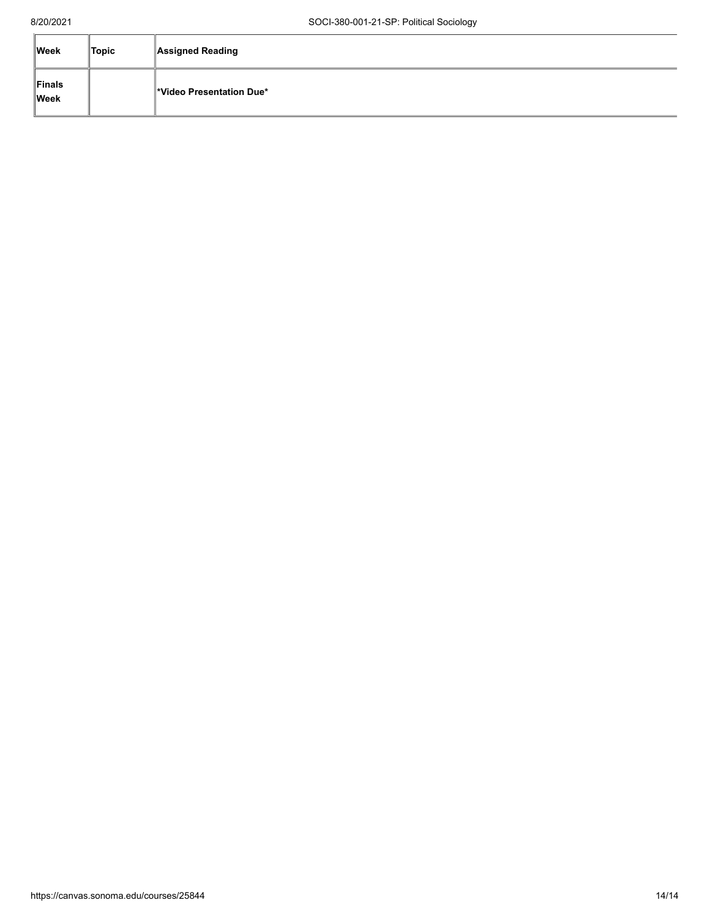| Week | Topic | Assigned Reading |
| --- | --- | --- |
| Finals Week | | **\*Video Presentation Due\*** |